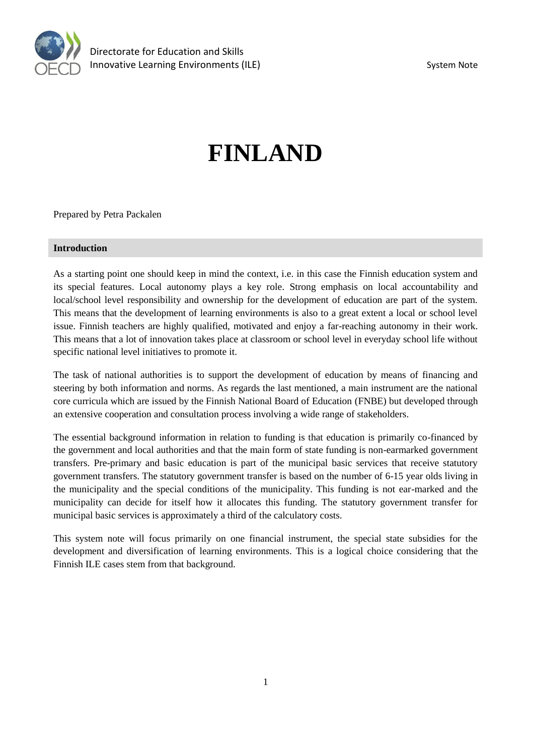# FINLAND

Prepared by Petra Packalen

## Introduction

As a starting point one should keep in mind the context, i.e. in this case the Finnish education system and its special features. Local autonomy plays a key role. Strong emphasis on local accountability and local/school level responsibility and ownership for the development of education are part of the system. This means that the development of learning environments is also to a great extent a local or school level issue. Finnish teachers are highly qualified, motivated and enjoy a far-reaching autonomy in their work. This means that a lot of innovation takes place at classroom or school level in everyday school life without specific national level initiatives to promote it.

The task of national authorities is to support the development of education by means of financing and steering by both information and norms. As regards the last mentioned, a main instrument are the national core curricula which are issued by the Finnish National Board of Education (FNBE) but developed through an extensive cooperation and consultation process involving a wide range of stakeholders.

The essential background information in relation to funding is that education is primarily co-financed by the government and local authorities and that the main form of state funding is non-earmarked government transfers. Pre-primary and basic education is part of the municipal basic services that receive statutory government transfers. The statutory government transfer is based on the number of 6-15 year olds living in the municipality and the special conditions of the municipality. This funding is not ear-marked and the municipality can decide for itself how it allocates this funding. The statutory government transfer for municipal basic services is approximately a third of the calculatory costs.

This system note will focus primarily on one financial instrument, the special state subsidies for the development and diversification of learning environments. This is a logical choice considering that the Finnish ILE cases stem from that background.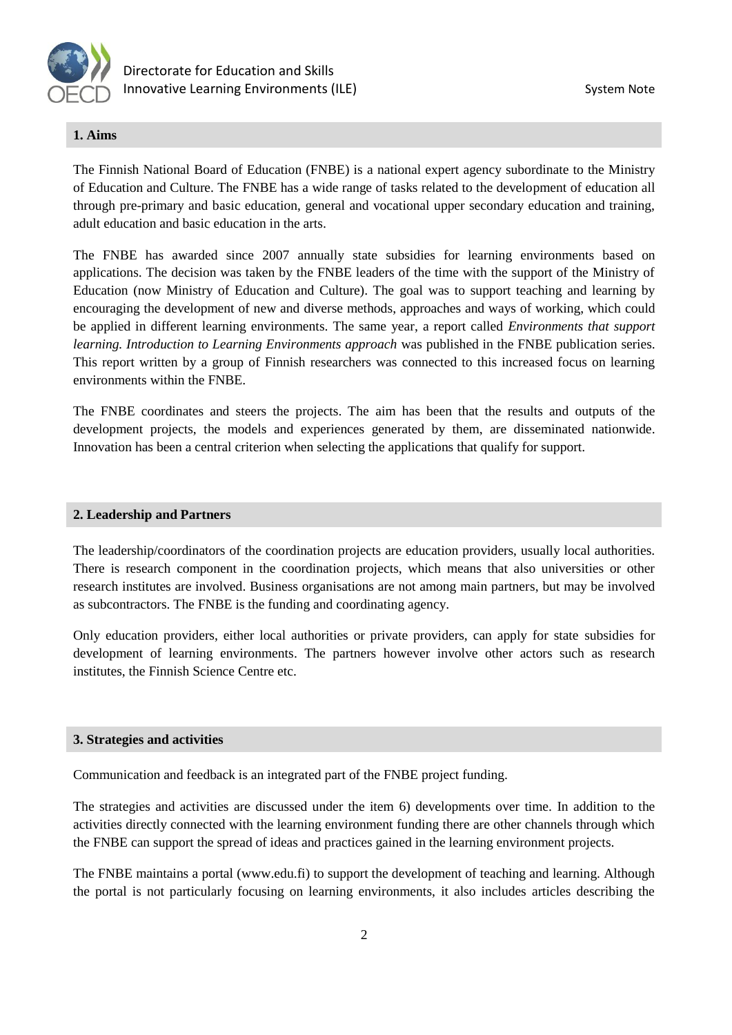## 1. Aims

The Finnish National Board of Education (FNBE) is a national expert agency subordinate to the Ministry of Education and Culture. The FNBE has a wide range of tasks related to the development of education all through pre-primary and basic education, general and vocational upper secondary education and training, adult education and basic education in the arts.

The FNBE has awarded since 2007 annually state subsidies for learning environments based on applications. The decision was taken by the FNBE leaders of the time with the support of the Ministry of Education (now Ministry of Education and Culture). The goal was to support teaching and learning by encouraging the development of new and diverse methods, approaches and ways of working, which could be applied in different learning environments. The same year, a report called *Environments that support learning. Introduction to Learning Environments approach* was published in the FNBE publication series. This report written by a group of Finnish researchers was connected to this increased focus on learning environments within the FNBE.

The FNBE coordinates and steers the projects. The aim has been that the results and outputs of the development projects, the models and experiences generated by them, are disseminated nationwide. Innovation has been a central criterion when selecting the applications that qualify for support.

## 2. Leadership and Partners

The leadership/coordinators of the coordination projects are education providers, usually local authorities. There is research component in the coordination projects, which means that also universities or other research institutes are involved. Business organisations are not among main partners, but may be involved as subcontractors. The FNBE is the funding and coordinating agency.

Only education providers, either local authorities or private providers, can apply for state subsidies for development of learning environments. The partners however involve other actors such as research institutes, the Finnish Science Centre etc.

## 3. Strategies and activities

Communication and feedback is an integrated part of the FNBE project funding.

The strategies and activities are discussed under the item 6) developments over time. In addition to the activities directly connected with the learning environment funding there are other channels through which the FNBE can support the spread of ideas and practices gained in the learning environment projects.

The FNBE maintains a portal (www.edu.fi) to support the development of teaching and learning. Although the portal is not particularly focusing on learning environments, it also includes articles describing the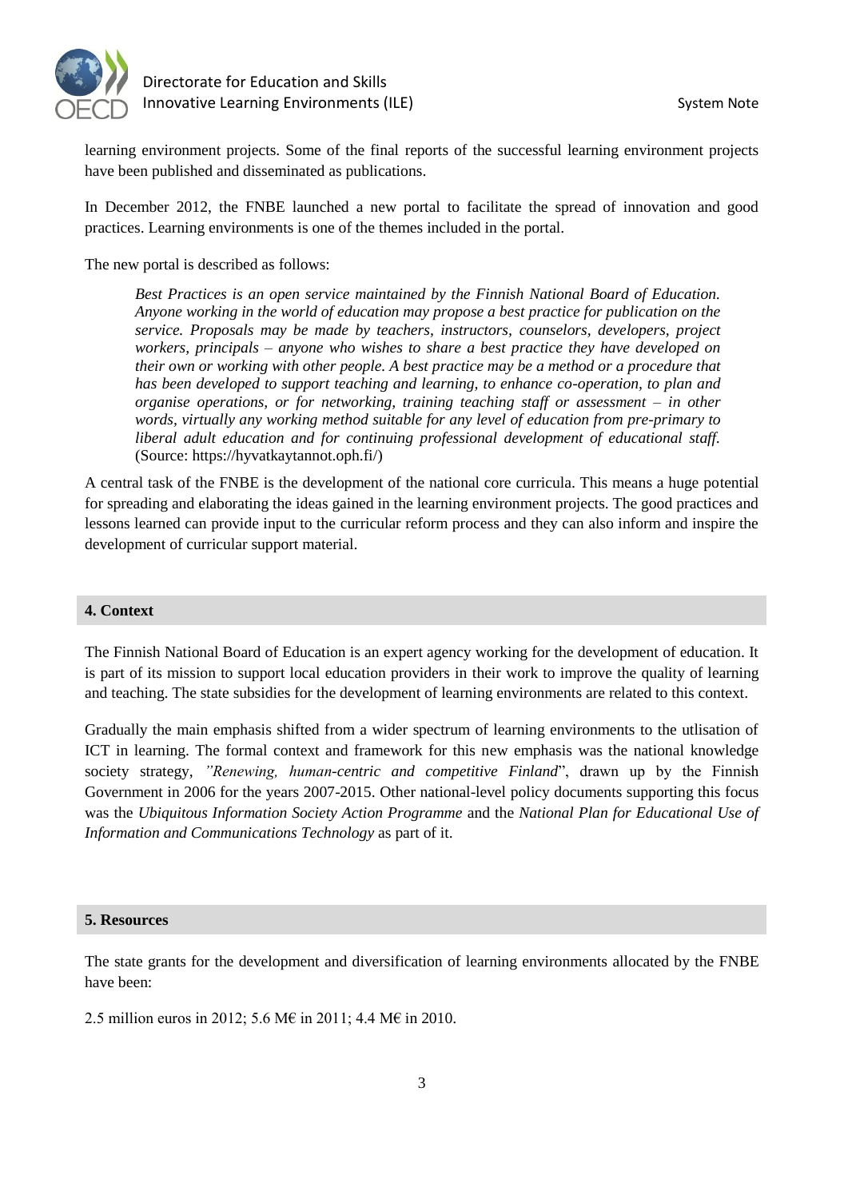learning environment projects. Some of the final reports of the successful learning environment projects have been published and disseminated as publications.

In December 2012, the FNBE launched a new portal to facilitate the spread of innovation and good practices. Learning environments is one of the themes included in the portal.

The new portal is described as follows:

> *Best Practices is an open service maintained by the Finnish National Board of Education. Anyone working in the world of education may propose a best practice for publication on the service. Proposals may be made by teachers, instructors, counselors, developers, project workers, principals – anyone who wishes to share a best practice they have developed on their own or working with other people. A best practice may be a method or a procedure that has been developed to support teaching and learning, to enhance co-operation, to plan and organise operations, or for networking, training teaching staff or assessment – in other words, virtually any working method suitable for any level of education from pre-primary to liberal adult education and for continuing professional development of educational staff.* (Source: https://hyvatkaytannot.oph.fi/)

A central task of the FNBE is the development of the national core curricula. This means a huge potential for spreading and elaborating the ideas gained in the learning environment projects. The good practices and lessons learned can provide input to the curricular reform process and they can also inform and inspire the development of curricular support material.

## 4. Context

The Finnish National Board of Education is an expert agency working for the development of education. It is part of its mission to support local education providers in their work to improve the quality of learning and teaching. The state subsidies for the development of learning environments are related to this context.

Gradually the main emphasis shifted from a wider spectrum of learning environments to the utlisation of ICT in learning. The formal context and framework for this new emphasis was the national knowledge society strategy, *"Renewing, human-centric and competitive Finland*", drawn up by the Finnish Government in 2006 for the years 2007-2015. Other national-level policy documents supporting this focus was the *Ubiquitous Information Society Action Programme* and the *National Plan for Educational Use of Information and Communications Technology* as part of it.

## 5. Resources

The state grants for the development and diversification of learning environments allocated by the FNBE have been:

2.5 million euros in 2012; 5.6 M€ in 2011; 4.4 M€ in 2010.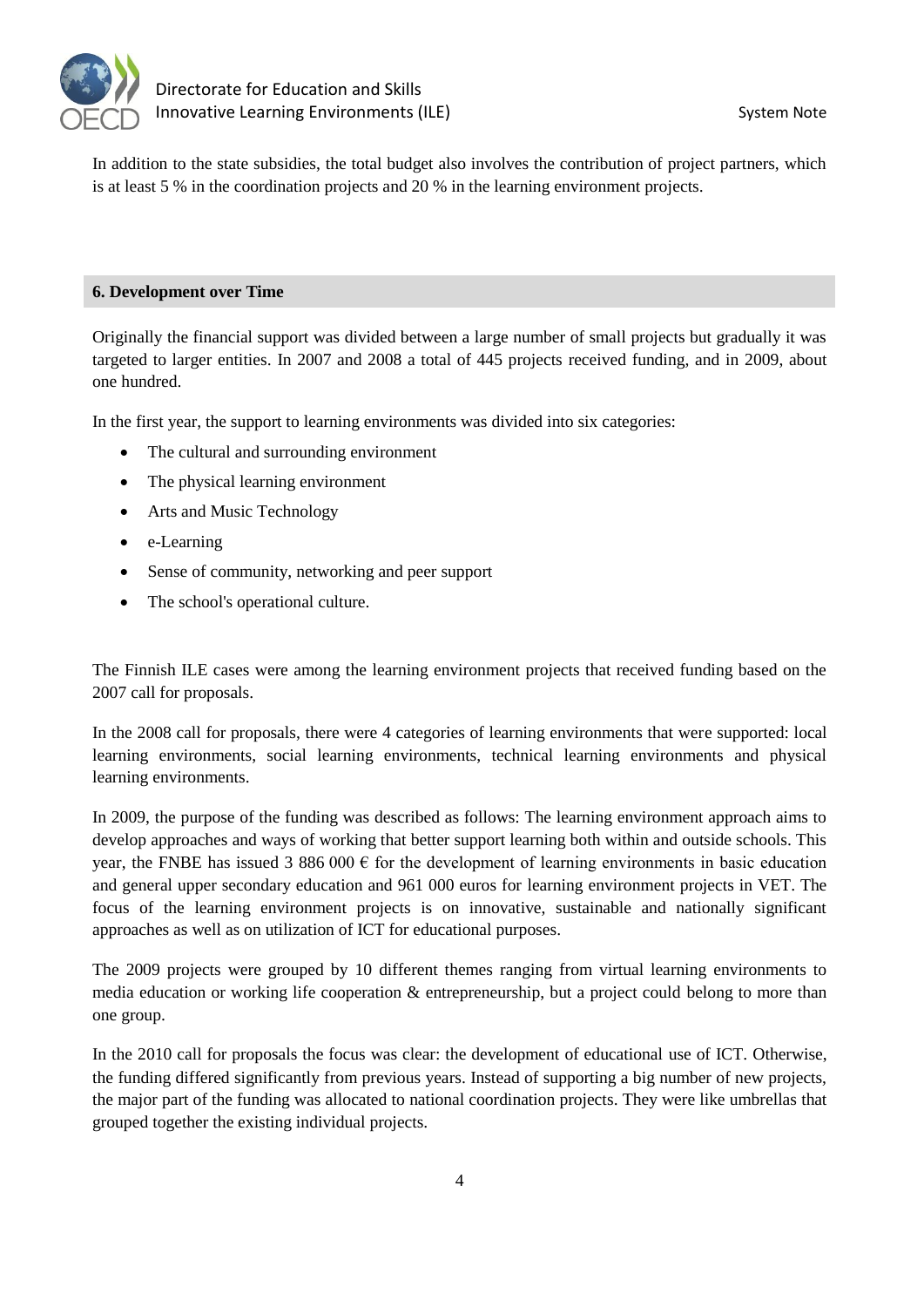In addition to the state subsidies, the total budget also involves the contribution of project partners, which is at least 5 % in the coordination projects and 20 % in the learning environment projects.

## 6. Development over Time

Originally the financial support was divided between a large number of small projects but gradually it was targeted to larger entities. In 2007 and 2008 a total of 445 projects received funding, and in 2009, about one hundred.

In the first year, the support to learning environments was divided into six categories:

- The cultural and surrounding environment
- The physical learning environment
- Arts and Music Technology
- e-Learning
- Sense of community, networking and peer support
- The school's operational culture.

The Finnish ILE cases were among the learning environment projects that received funding based on the 2007 call for proposals.

In the 2008 call for proposals, there were 4 categories of learning environments that were supported: local learning environments, social learning environments, technical learning environments and physical learning environments.

In 2009, the purpose of the funding was described as follows: The learning environment approach aims to develop approaches and ways of working that better support learning both within and outside schools. This year, the FNBE has issued 3 886 000 € for the development of learning environments in basic education and general upper secondary education and 961 000 euros for learning environment projects in VET. The focus of the learning environment projects is on innovative, sustainable and nationally significant approaches as well as on utilization of ICT for educational purposes.

The 2009 projects were grouped by 10 different themes ranging from virtual learning environments to media education or working life cooperation & entrepreneurship, but a project could belong to more than one group.

In the 2010 call for proposals the focus was clear: the development of educational use of ICT. Otherwise, the funding differed significantly from previous years. Instead of supporting a big number of new projects, the major part of the funding was allocated to national coordination projects. They were like umbrellas that grouped together the existing individual projects.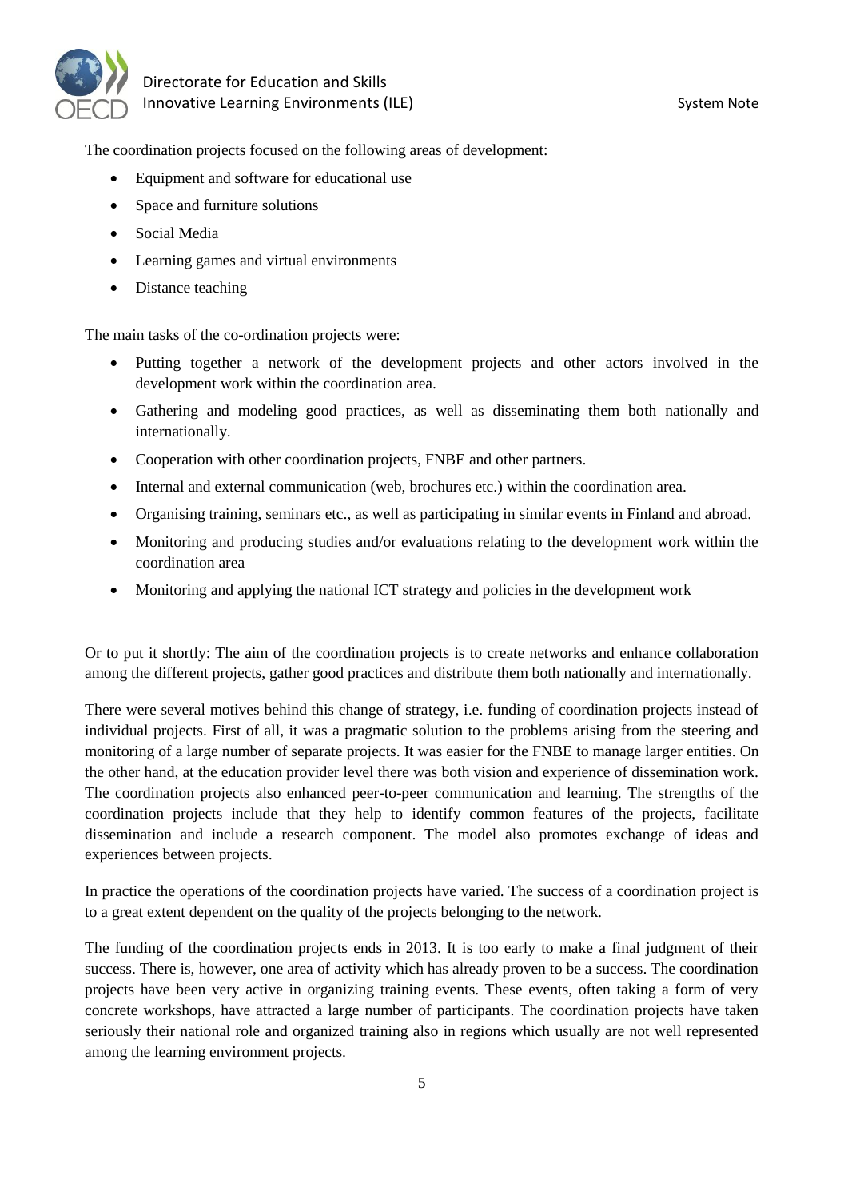The coordination projects focused on the following areas of development:

- Equipment and software for educational use
- Space and furniture solutions
- Social Media
- Learning games and virtual environments
- Distance teaching

The main tasks of the co-ordination projects were:

- Putting together a network of the development projects and other actors involved in the development work within the coordination area.
- Gathering and modeling good practices, as well as disseminating them both nationally and internationally.
- Cooperation with other coordination projects, FNBE and other partners.
- Internal and external communication (web, brochures etc.) within the coordination area.
- Organising training, seminars etc., as well as participating in similar events in Finland and abroad.
- Monitoring and producing studies and/or evaluations relating to the development work within the coordination area
- Monitoring and applying the national ICT strategy and policies in the development work

Or to put it shortly: The aim of the coordination projects is to create networks and enhance collaboration among the different projects, gather good practices and distribute them both nationally and internationally.

There were several motives behind this change of strategy, i.e. funding of coordination projects instead of individual projects. First of all, it was a pragmatic solution to the problems arising from the steering and monitoring of a large number of separate projects. It was easier for the FNBE to manage larger entities. On the other hand, at the education provider level there was both vision and experience of dissemination work. The coordination projects also enhanced peer-to-peer communication and learning. The strengths of the coordination projects include that they help to identify common features of the projects, facilitate dissemination and include a research component. The model also promotes exchange of ideas and experiences between projects.

In practice the operations of the coordination projects have varied. The success of a coordination project is to a great extent dependent on the quality of the projects belonging to the network.

The funding of the coordination projects ends in 2013. It is too early to make a final judgment of their success. There is, however, one area of activity which has already proven to be a success. The coordination projects have been very active in organizing training events. These events, often taking a form of very concrete workshops, have attracted a large number of participants. The coordination projects have taken seriously their national role and organized training also in regions which usually are not well represented among the learning environment projects.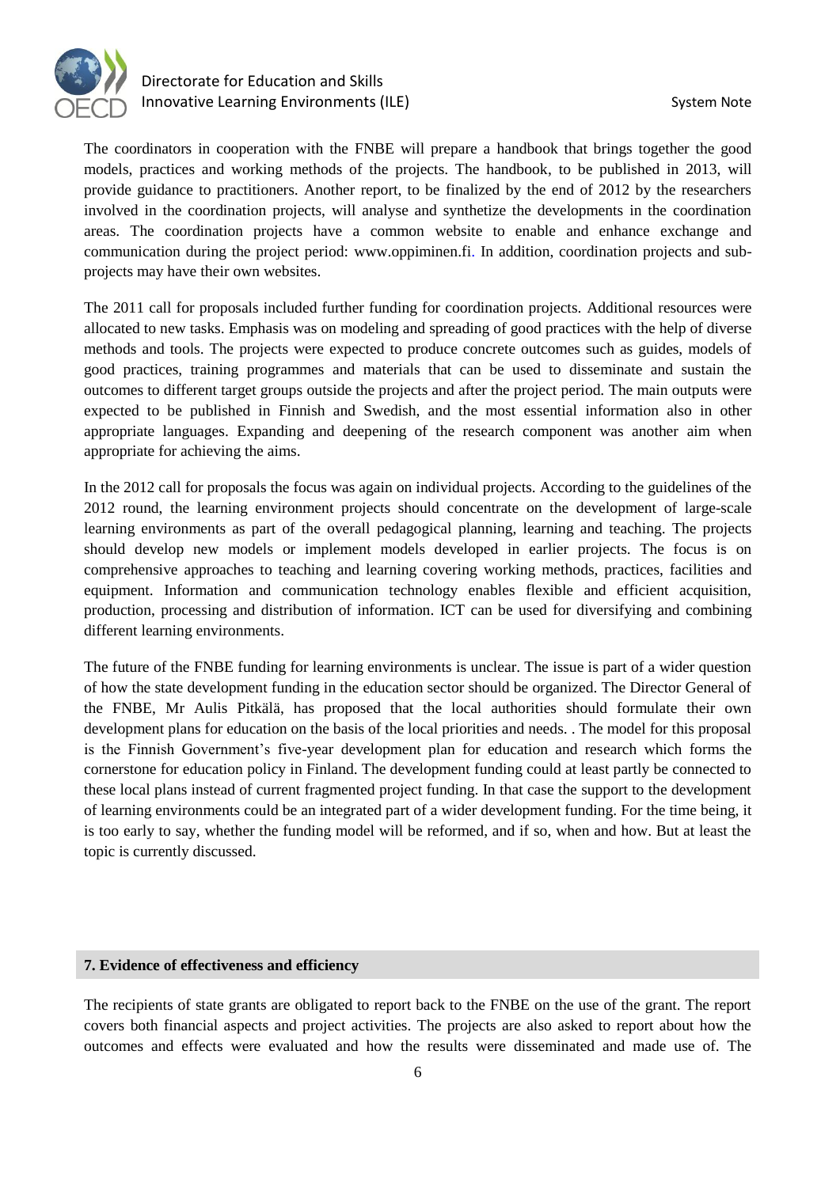The coordinators in cooperation with the FNBE will prepare a handbook that brings together the good models, practices and working methods of the projects. The handbook, to be published in 2013, will provide guidance to practitioners. Another report, to be finalized by the end of 2012 by the researchers involved in the coordination projects, will analyse and synthetize the developments in the coordination areas. The coordination projects have a common website to enable and enhance exchange and communication during the project period: www.oppiminen.fi. In addition, coordination projects and sub-projects may have their own websites.

The 2011 call for proposals included further funding for coordination projects. Additional resources were allocated to new tasks. Emphasis was on modeling and spreading of good practices with the help of diverse methods and tools. The projects were expected to produce concrete outcomes such as guides, models of good practices, training programmes and materials that can be used to disseminate and sustain the outcomes to different target groups outside the projects and after the project period. The main outputs were expected to be published in Finnish and Swedish, and the most essential information also in other appropriate languages. Expanding and deepening of the research component was another aim when appropriate for achieving the aims.

In the 2012 call for proposals the focus was again on individual projects. According to the guidelines of the 2012 round, the learning environment projects should concentrate on the development of large-scale learning environments as part of the overall pedagogical planning, learning and teaching. The projects should develop new models or implement models developed in earlier projects. The focus is on comprehensive approaches to teaching and learning covering working methods, practices, facilities and equipment. Information and communication technology enables flexible and efficient acquisition, production, processing and distribution of information. ICT can be used for diversifying and combining different learning environments.

The future of the FNBE funding for learning environments is unclear. The issue is part of a wider question of how the state development funding in the education sector should be organized. The Director General of the FNBE, Mr Aulis Pitkälä, has proposed that the local authorities should formulate their own development plans for education on the basis of the local priorities and needs. . The model for this proposal is the Finnish Government's five-year development plan for education and research which forms the cornerstone for education policy in Finland. The development funding could at least partly be connected to these local plans instead of current fragmented project funding. In that case the support to the development of learning environments could be an integrated part of a wider development funding. For the time being, it is too early to say, whether the funding model will be reformed, and if so, when and how. But at least the topic is currently discussed.

## 7. Evidence of effectiveness and efficiency

The recipients of state grants are obligated to report back to the FNBE on the use of the grant. The report covers both financial aspects and project activities. The projects are also asked to report about how the outcomes and effects were evaluated and how the results were disseminated and made use of. The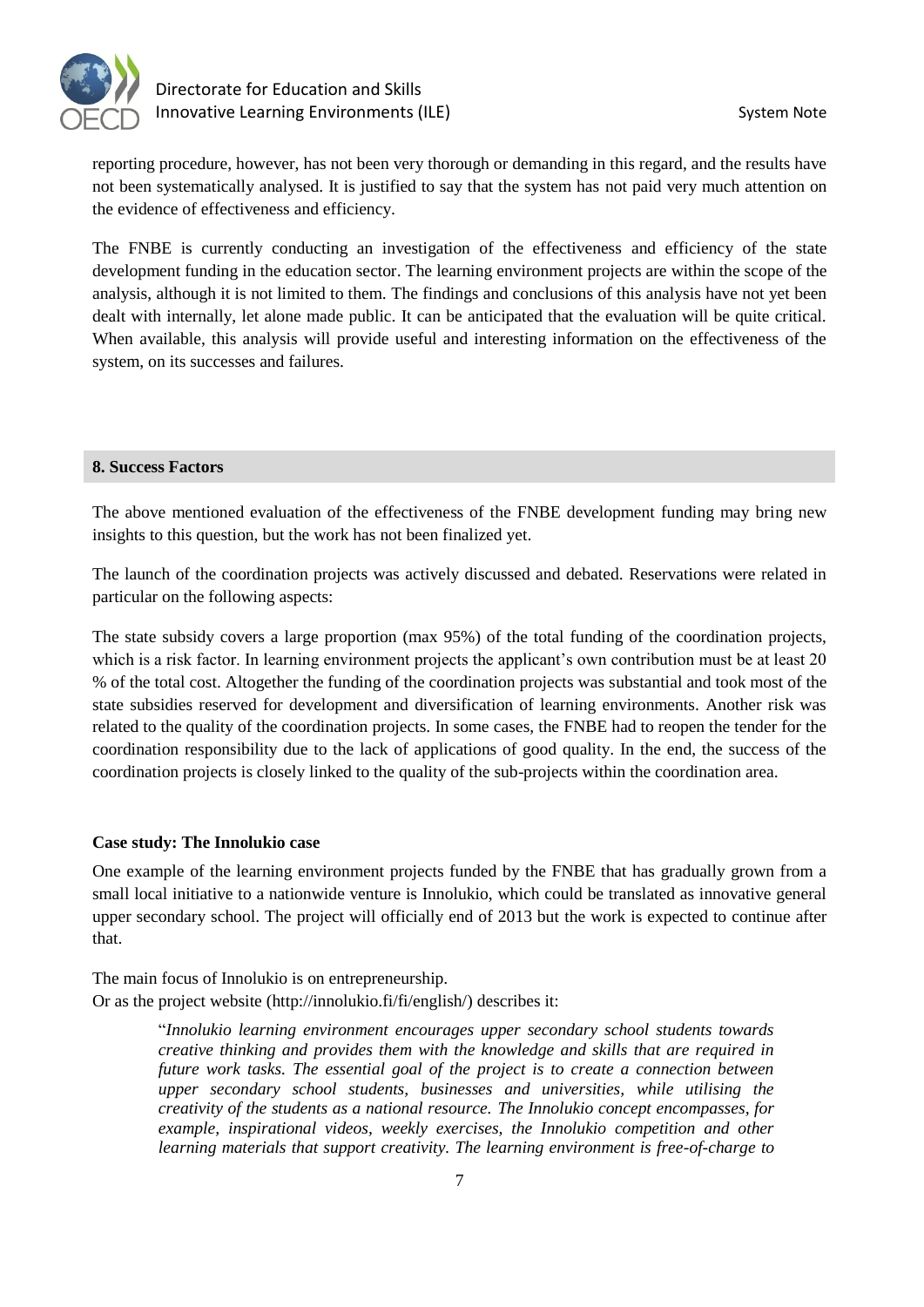reporting procedure, however, has not been very thorough or demanding in this regard, and the results have not been systematically analysed. It is justified to say that the system has not paid very much attention on the evidence of effectiveness and efficiency.

The FNBE is currently conducting an investigation of the effectiveness and efficiency of the state development funding in the education sector. The learning environment projects are within the scope of the analysis, although it is not limited to them. The findings and conclusions of this analysis have not yet been dealt with internally, let alone made public. It can be anticipated that the evaluation will be quite critical. When available, this analysis will provide useful and interesting information on the effectiveness of the system, on its successes and failures.

## 8. Success Factors

The above mentioned evaluation of the effectiveness of the FNBE development funding may bring new insights to this question, but the work has not been finalized yet.

The launch of the coordination projects was actively discussed and debated. Reservations were related in particular on the following aspects:

The state subsidy covers a large proportion (max 95%) of the total funding of the coordination projects, which is a risk factor. In learning environment projects the applicant's own contribution must be at least 20 % of the total cost. Altogether the funding of the coordination projects was substantial and took most of the state subsidies reserved for development and diversification of learning environments. Another risk was related to the quality of the coordination projects. In some cases, the FNBE had to reopen the tender for the coordination responsibility due to the lack of applications of good quality. In the end, the success of the coordination projects is closely linked to the quality of the sub-projects within the coordination area.

### Case study: The Innolukio case

One example of the learning environment projects funded by the FNBE that has gradually grown from a small local initiative to a nationwide venture is Innolukio, which could be translated as innovative general upper secondary school. The project will officially end of 2013 but the work is expected to continue after that.

The main focus of Innolukio is on entrepreneurship.
Or as the project website (http://innolukio.fi/fi/english/) describes it:

> "*Innolukio learning environment encourages upper secondary school students towards creative thinking and provides them with the knowledge and skills that are required in future work tasks. The essential goal of the project is to create a connection between upper secondary school students, businesses and universities, while utilising the creativity of the students as a national resource. The Innolukio concept encompasses, for example, inspirational videos, weekly exercises, the Innolukio competition and other learning materials that support creativity. The learning environment is free-of-charge to*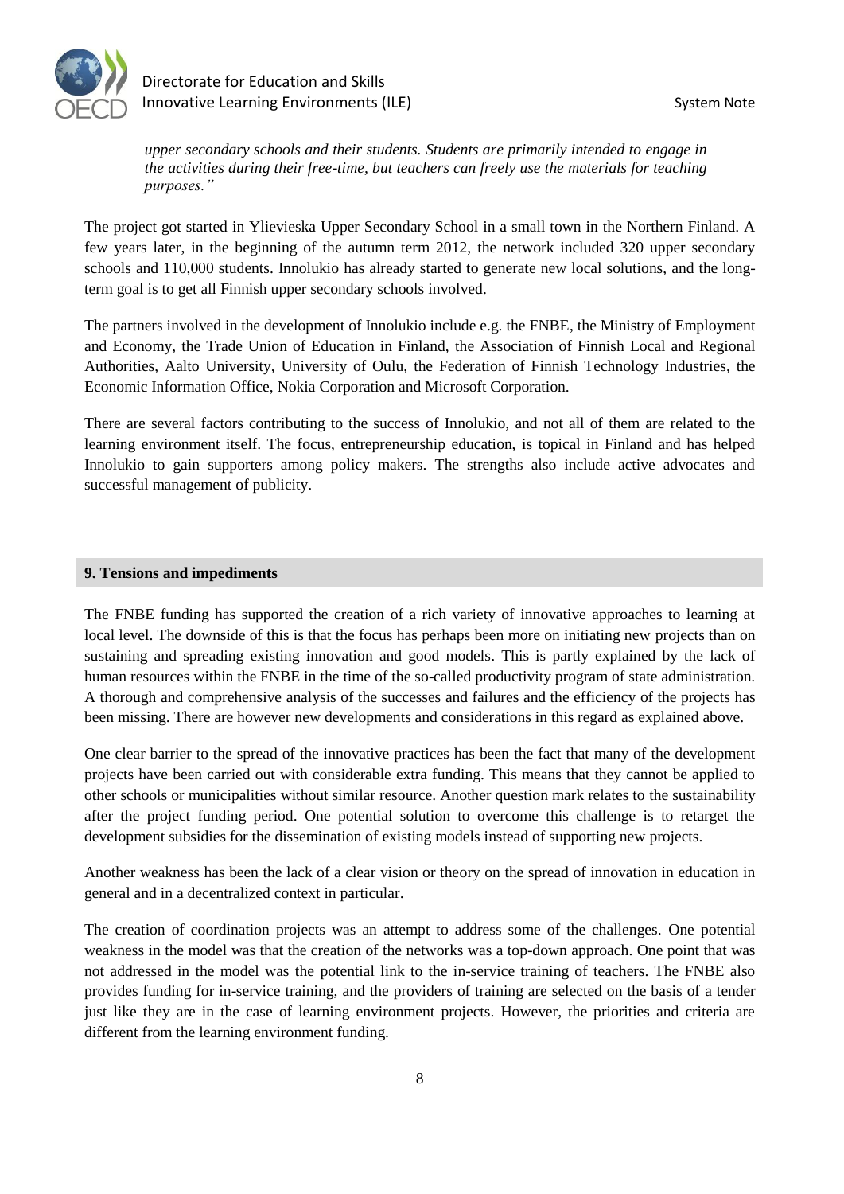*upper secondary schools and their students. Students are primarily intended to engage in the activities during their free-time, but teachers can freely use the materials for teaching purposes."*

The project got started in Ylievieska Upper Secondary School in a small town in the Northern Finland. A few years later, in the beginning of the autumn term 2012, the network included 320 upper secondary schools and 110,000 students. Innolukio has already started to generate new local solutions, and the long-term goal is to get all Finnish upper secondary schools involved.

The partners involved in the development of Innolukio include e.g. the FNBE, the Ministry of Employment and Economy, the Trade Union of Education in Finland, the Association of Finnish Local and Regional Authorities, Aalto University, University of Oulu, the Federation of Finnish Technology Industries, the Economic Information Office, Nokia Corporation and Microsoft Corporation.

There are several factors contributing to the success of Innolukio, and not all of them are related to the learning environment itself. The focus, entrepreneurship education, is topical in Finland and has helped Innolukio to gain supporters among policy makers. The strengths also include active advocates and successful management of publicity.

## 9. Tensions and impediments

The FNBE funding has supported the creation of a rich variety of innovative approaches to learning at local level. The downside of this is that the focus has perhaps been more on initiating new projects than on sustaining and spreading existing innovation and good models. This is partly explained by the lack of human resources within the FNBE in the time of the so-called productivity program of state administration. A thorough and comprehensive analysis of the successes and failures and the efficiency of the projects has been missing. There are however new developments and considerations in this regard as explained above.

One clear barrier to the spread of the innovative practices has been the fact that many of the development projects have been carried out with considerable extra funding. This means that they cannot be applied to other schools or municipalities without similar resource. Another question mark relates to the sustainability after the project funding period. One potential solution to overcome this challenge is to retarget the development subsidies for the dissemination of existing models instead of supporting new projects.

Another weakness has been the lack of a clear vision or theory on the spread of innovation in education in general and in a decentralized context in particular.

The creation of coordination projects was an attempt to address some of the challenges. One potential weakness in the model was that the creation of the networks was a top-down approach. One point that was not addressed in the model was the potential link to the in-service training of teachers. The FNBE also provides funding for in-service training, and the providers of training are selected on the basis of a tender just like they are in the case of learning environment projects. However, the priorities and criteria are different from the learning environment funding.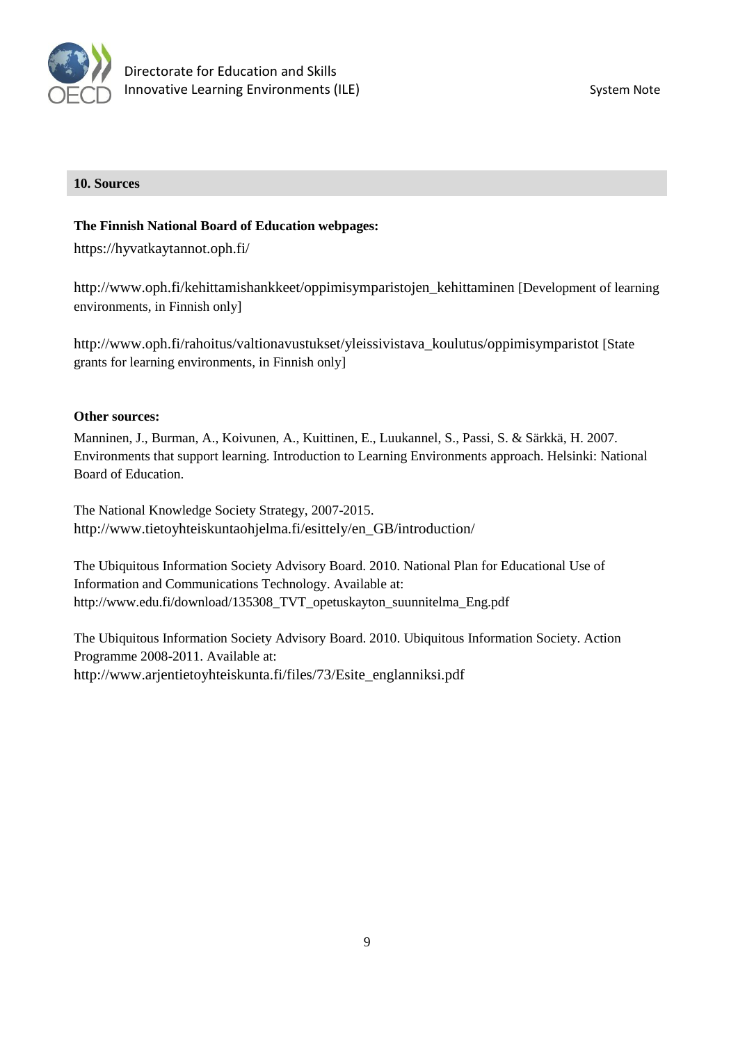## 10. Sources

**The Finnish National Board of Education webpages:**

https://hyvatkaytannot.oph.fi/

http://www.oph.fi/kehittamishankkeet/oppimisymparistojen_kehittaminen [Development of learning environments, in Finnish only]

http://www.oph.fi/rahoitus/valtionavustukset/yleissivistava_koulutus/oppimisymparistot [State grants for learning environments, in Finnish only]

**Other sources:**

Manninen, J., Burman, A., Koivunen, A., Kuittinen, E., Luukannel, S., Passi, S. & Särkkä, H. 2007. Environments that support learning. Introduction to Learning Environments approach. Helsinki: National Board of Education.

The National Knowledge Society Strategy, 2007-2015.
http://www.tietoyhteiskuntaohjelma.fi/esittely/en_GB/introduction/

The Ubiquitous Information Society Advisory Board. 2010. National Plan for Educational Use of Information and Communications Technology. Available at:
http://www.edu.fi/download/135308_TVT_opetuskayton_suunnitelma_Eng.pdf

The Ubiquitous Information Society Advisory Board. 2010. Ubiquitous Information Society. Action Programme 2008-2011. Available at:
http://www.arjentietoyhteiskunta.fi/files/73/Esite_englanniksi.pdf